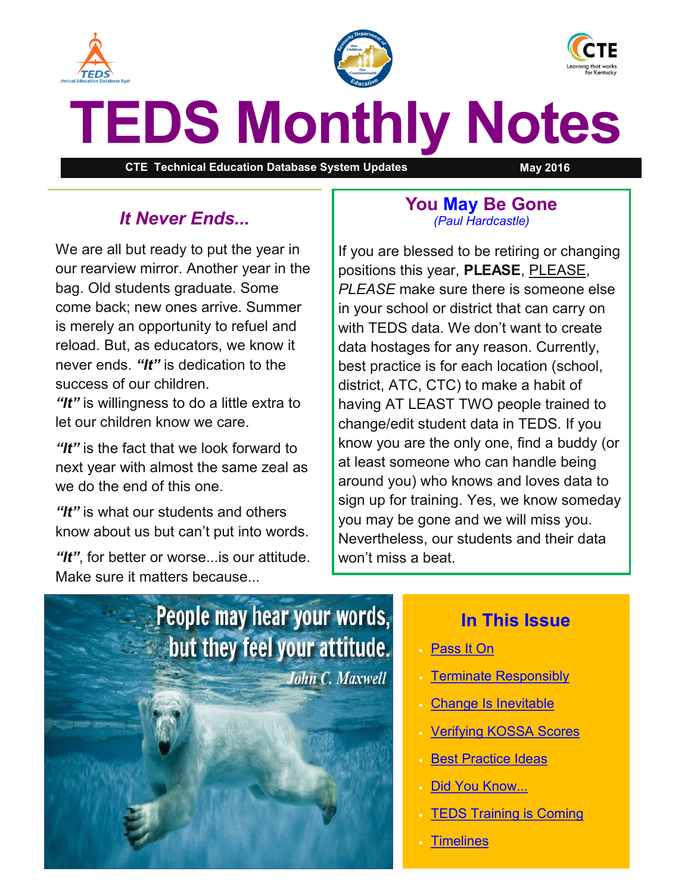# TEDS Monthly Notes

**CTE Technical Education Database System Updates** **May 2016**

## *It Never Ends...*

We are all but ready to put the year in our rearview mirror. Another year in the bag. Old students graduate. Some come back; new ones arrive. Summer is merely an opportunity to refuel and reload. But, as educators, we know it never ends. ***"It"*** is dedication to the success of our children.

***"It"*** is willingness to do a little extra to let our children know we care.

***"It"*** is the fact that we look forward to next year with almost the same zeal as we do the end of this one.

***"It"*** is what our students and others know about us but can't put into words.

***"It"***, for better or worse...is our attitude. Make sure it matters because...

People may hear your words, but they feel your attitude.

*John C. Maxwell*

## You May Be Gone

*(Paul Hardcastle)*

If you are blessed to be retiring or changing positions this year, **PLEASE**, PLEASE, *PLEASE* make sure there is someone else in your school or district that can carry on with TEDS data. We don't want to create data hostages for any reason. Currently, best practice is for each location (school, district, ATC, CTC) to make a habit of having AT LEAST TWO people trained to change/edit student data in TEDS. If you know you are the only one, find a buddy (or at least someone who can handle being around you) who knows and loves data to sign up for training. Yes, we know someday you may be gone and we will miss you. Nevertheless, our students and their data won't miss a beat.

## In This Issue

- Pass It On
- Terminate Responsibly
- Change Is Inevitable
- Verifying KOSSA Scores
- Best Practice Ideas
- Did You Know...
- TEDS Training is Coming
- Timelines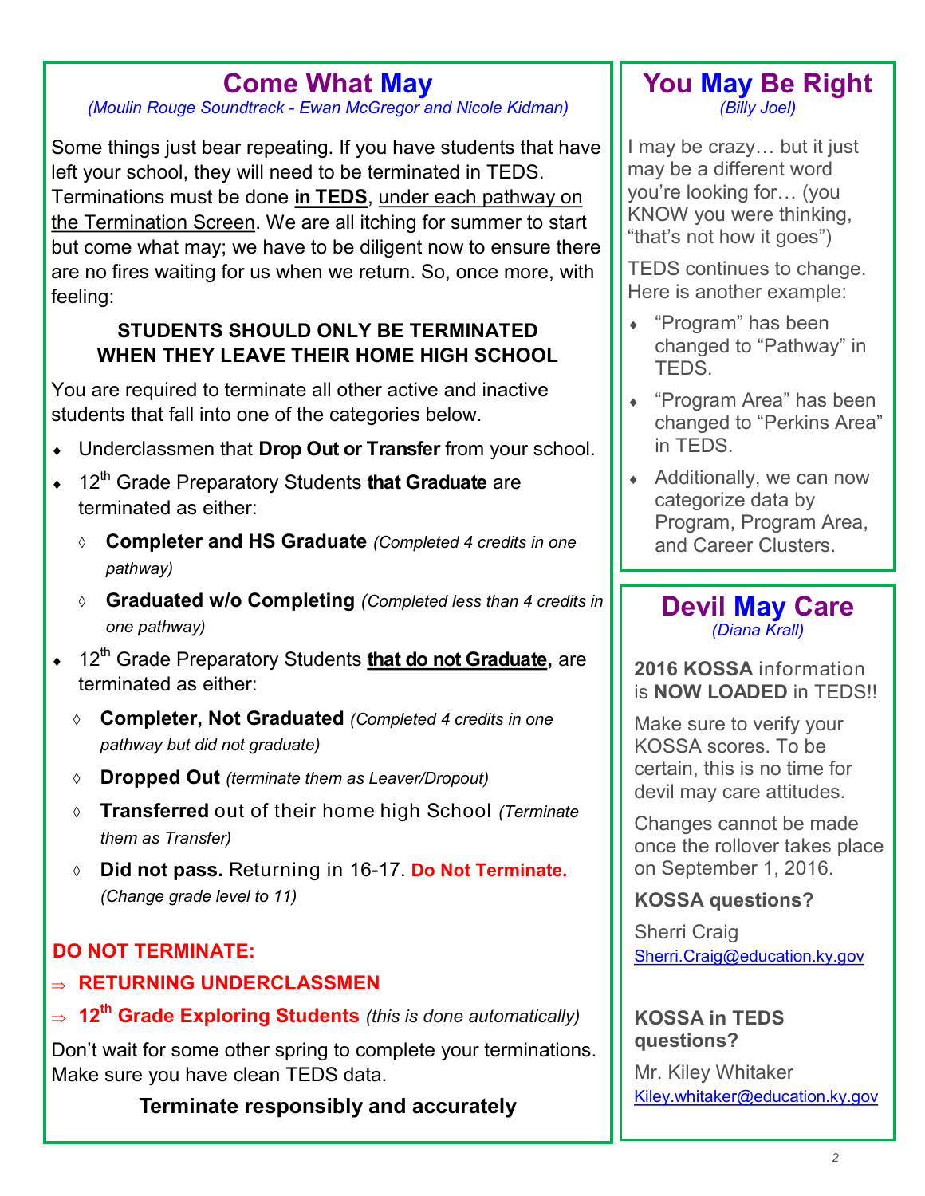## Come What May

*(Moulin Rouge Soundtrack - Ewan McGregor and Nicole Kidman)*

Some things just bear repeating. If you have students that have left your school, they will need to be terminated in TEDS. Terminations must be done **in TEDS**, under each pathway on the Termination Screen. We are all itching for summer to start but come what may; we have to be diligent now to ensure there are no fires waiting for us when we return. So, once more, with feeling:

**STUDENTS SHOULD ONLY BE TERMINATED WHEN THEY LEAVE THEIR HOME HIGH SCHOOL**

You are required to terminate all other active and inactive students that fall into one of the categories below.

- Underclassmen that **Drop Out or Transfer** from your school.
- 12th Grade Preparatory Students **that Graduate** are terminated as either:
  - **Completer and HS Graduate** *(Completed 4 credits in one pathway)*
  - **Graduated w/o Completing** *(Completed less than 4 credits in one pathway)*
- 12th Grade Preparatory Students **that do not Graduate,** are terminated as either:
  - **Completer, Not Graduated** *(Completed 4 credits in one pathway but did not graduate)*
  - **Dropped Out** *(terminate them as Leaver/Dropout)*
  - **Transferred** out of their home high School *(Terminate them as Transfer)*
  - **Did not pass.** Returning in 16-17. **Do Not Terminate.** *(Change grade level to 11)*

**DO NOT TERMINATE:**

- **RETURNING UNDERCLASSMEN**
- **12th Grade Exploring Students** *(this is done automatically)*

Don't wait for some other spring to complete your terminations. Make sure you have clean TEDS data.

**Terminate responsibly and accurately**

## You May Be Right

*(Billy Joel)*

I may be crazy… but it just may be a different word you're looking for… (you KNOW you were thinking, "that's not how it goes")

TEDS continues to change. Here is another example:

- "Program" has been changed to "Pathway" in TEDS.
- "Program Area" has been changed to "Perkins Area" in TEDS.
- Additionally, we can now categorize data by Program, Program Area, and Career Clusters.

## Devil May Care

*(Diana Krall)*

**2016 KOSSA** information is **NOW LOADED** in TEDS!!

Make sure to verify your KOSSA scores. To be certain, this is no time for devil may care attitudes.

Changes cannot be made once the rollover takes place on September 1, 2016.

**KOSSA questions?**

Sherri Craig
Sherri.Craig@education.ky.gov

**KOSSA in TEDS questions?**

Mr. Kiley Whitaker
Kiley.whitaker@education.ky.gov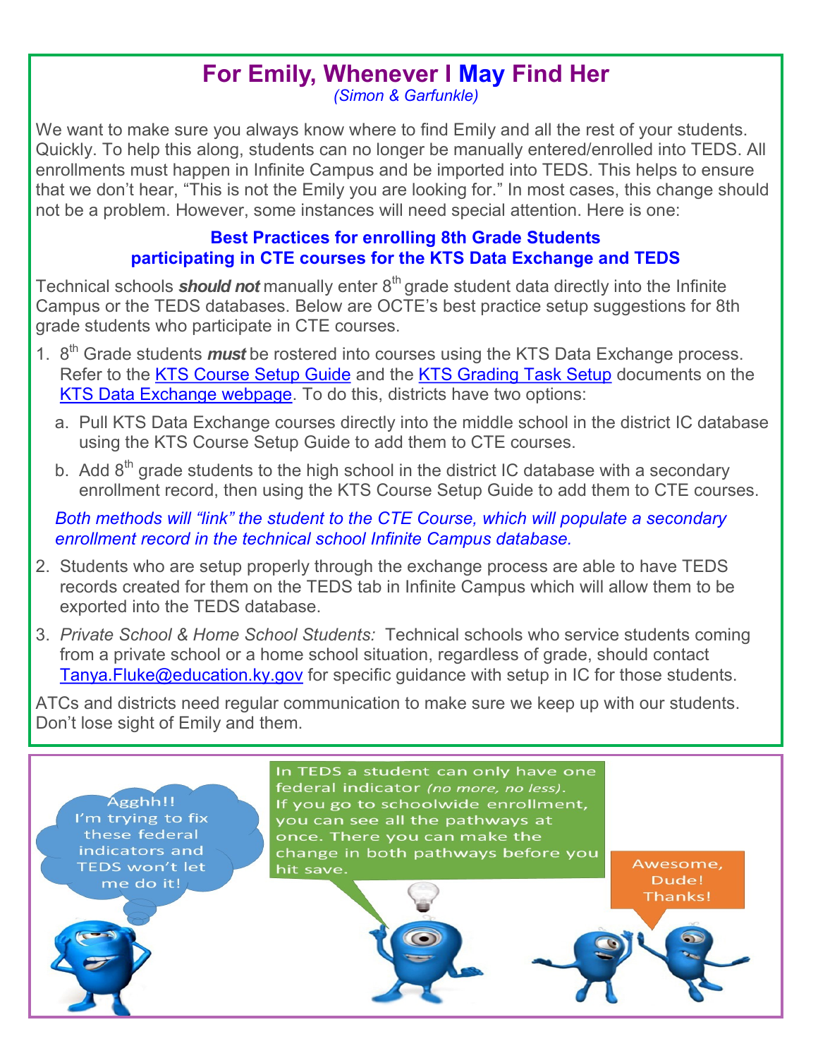# For Emily, Whenever I May Find Her

*(Simon & Garfunkle)*

We want to make sure you always know where to find Emily and all the rest of your students. Quickly. To help this along, students can no longer be manually entered/enrolled into TEDS. All enrollments must happen in Infinite Campus and be imported into TEDS. This helps to ensure that we don't hear, "This is not the Emily you are looking for." In most cases, this change should not be a problem. However, some instances will need special attention. Here is one:

### Best Practices for enrolling 8th Grade Students participating in CTE courses for the KTS Data Exchange and TEDS

Technical schools ***should not*** manually enter 8th grade student data directly into the Infinite Campus or the TEDS databases. Below are OCTE's best practice setup suggestions for 8th grade students who participate in CTE courses.

1. 8th Grade students ***must*** be rostered into courses using the KTS Data Exchange process. Refer to the KTS Course Setup Guide and the KTS Grading Task Setup documents on the KTS Data Exchange webpage. To do this, districts have two options:
   a. Pull KTS Data Exchange courses directly into the middle school in the district IC database using the KTS Course Setup Guide to add them to CTE courses.
   b. Add 8th grade students to the high school in the district IC database with a secondary enrollment record, then using the KTS Course Setup Guide to add them to CTE courses.

   *Both methods will "link" the student to the CTE Course, which will populate a secondary enrollment record in the technical school Infinite Campus database.*

2. Students who are setup properly through the exchange process are able to have TEDS records created for them on the TEDS tab in Infinite Campus which will allow them to be exported into the TEDS database.
3. *Private School & Home School Students:* Technical schools who service students coming from a private school or a home school situation, regardless of grade, should contact Tanya.Fluke@education.ky.gov for specific guidance with setup in IC for those students.

ATCs and districts need regular communication to make sure we keep up with our students. Don't lose sight of Emily and them.

Agghh!! I'm trying to fix these federal indicators and TEDS won't let me do it!

In TEDS a student can only have one federal indicator *(no more, no less)*. If you go to schoolwide enrollment, you can see all the pathways at once. There you can make the change in both pathways before you hit save.

Awesome, Dude! Thanks!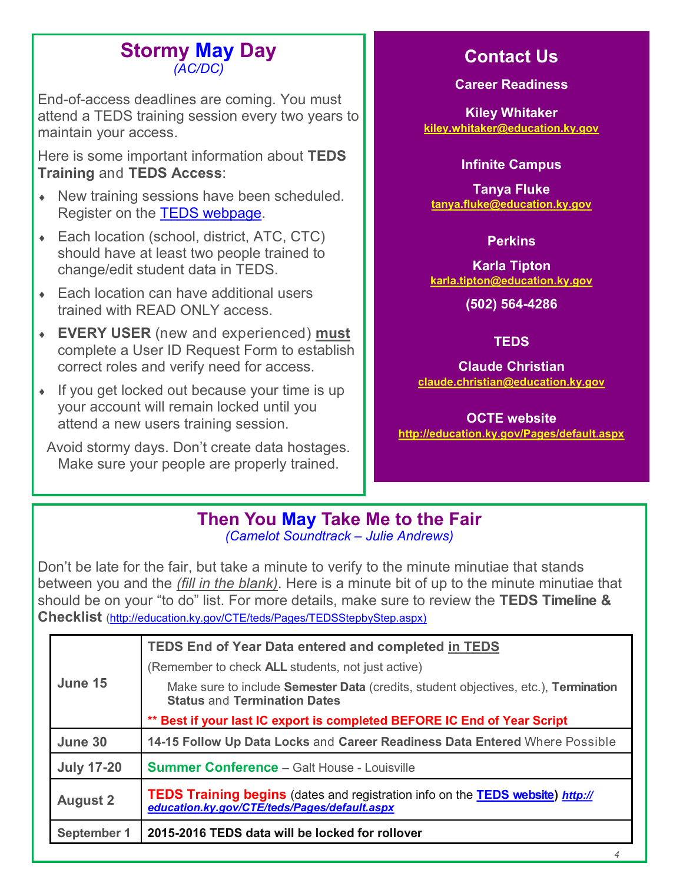## Stormy May Day

*(AC/DC)*

End-of-access deadlines are coming. You must attend a TEDS training session every two years to maintain your access.

Here is some important information about **TEDS Training** and **TEDS Access**:

- New training sessions have been scheduled. Register on the TEDS webpage.
- Each location (school, district, ATC, CTC) should have at least two people trained to change/edit student data in TEDS.
- Each location can have additional users trained with READ ONLY access.
- **EVERY USER** (new and experienced) **must** complete a User ID Request Form to establish correct roles and verify need for access.
- If you get locked out because your time is up your account will remain locked until you attend a new users training session.

Avoid stormy days. Don't create data hostages. Make sure your people are properly trained.

## Contact Us

**Career Readiness**

**Kiley Whitaker**
kiley.whitaker@education.ky.gov

**Infinite Campus**

**Tanya Fluke**
tanya.fluke@education.ky.gov

**Perkins**

**Karla Tipton**
karla.tipton@education.ky.gov

**(502) 564-4286**

**TEDS**

**Claude Christian**
claude.christian@education.ky.gov

**OCTE website**
http://education.ky.gov/Pages/default.aspx

## Then You May Take Me to the Fair

*(Camelot Soundtrack – Julie Andrews)*

Don't be late for the fair, but take a minute to verify to the minute minutiae that stands between you and the *(fill in the blank)*. Here is a minute bit of up to the minute minutiae that should be on your "to do" list. For more details, make sure to review the **TEDS Timeline & Checklist** (http://education.ky.gov/CTE/teds/Pages/TEDSStepbyStep.aspx)

| | |
|---|---|
| **June 15** | **TEDS End of Year Data entered and completed in TEDS**<br>(Remember to check **ALL** students, not just active)<br>Make sure to include **Semester Data** (credits, student objectives, etc.), **Termination Status** and **Termination Dates**<br>**\*\* Best if your last IC export is completed BEFORE IC End of Year Script** |
| **June 30** | **14-15 Follow Up Data Locks** and **Career Readiness Data Entered** Where Possible |
| **July 17-20** | **Summer Conference** – Galt House - Louisville |
| **August 2** | **TEDS Training begins** (dates and registration info on the **TEDS website**) ***http://education.ky.gov/CTE/teds/Pages/default.aspx*** |
| **September 1** | **2015-2016 TEDS data will be locked for rollover** |